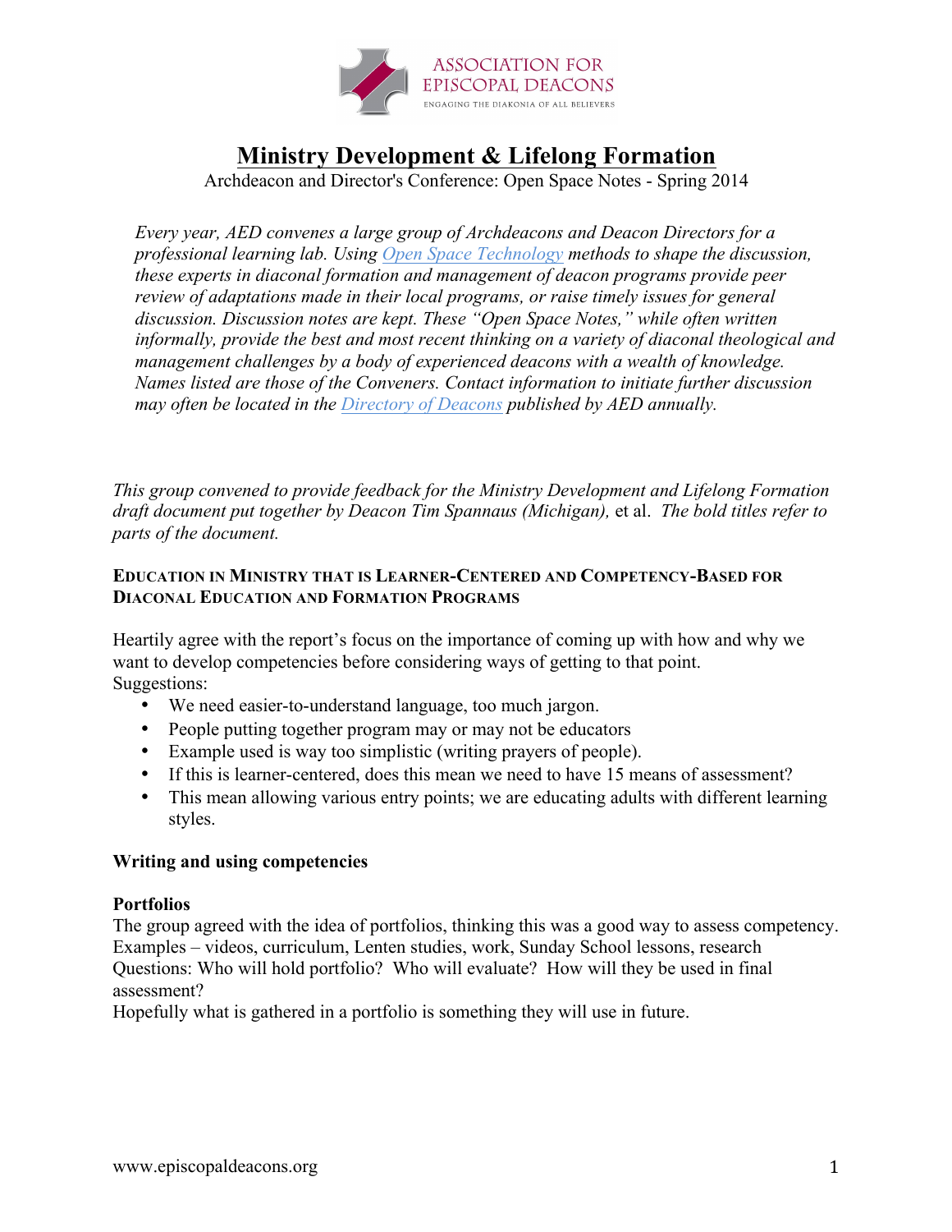# Ministry Development & Lifelong Formation

Archdeacon and Director's Conference: Open Space Notes - Spring 2014

*Every year, AED convenes a large group of Archdeacons and Deacon Directors for a professional learning lab. Using Open Space Technology methods to shape the discussion, these experts in diaconal formation and management of deacon programs provide peer review of adaptations made in their local programs, or raise timely issues for general discussion. Discussion notes are kept. These "Open Space Notes," while often written informally, provide the best and most recent thinking on a variety of diaconal theological and management challenges by a body of experienced deacons with a wealth of knowledge. Names listed are those of the Conveners. Contact information to initiate further discussion may often be located in the Directory of Deacons published by AED annually.*

*This group convened to provide feedback for the Ministry Development and Lifelong Formation draft document put together by Deacon Tim Spannaus (Michigan),* et al. *The bold titles refer to parts of the document.*

### EDUCATION IN MINISTRY THAT IS LEARNER-CENTERED AND COMPETENCY-BASED FOR DIACONAL EDUCATION AND FORMATION PROGRAMS

Heartily agree with the report's focus on the importance of coming up with how and why we want to develop competencies before considering ways of getting to that point.
Suggestions:

- We need easier-to-understand language, too much jargon.
- People putting together program may or may not be educators
- Example used is way too simplistic (writing prayers of people).
- If this is learner-centered, does this mean we need to have 15 means of assessment?
- This mean allowing various entry points; we are educating adults with different learning styles.

### Writing and using competencies

### Portfolios

The group agreed with the idea of portfolios, thinking this was a good way to assess competency.
Examples – videos, curriculum, Lenten studies, work, Sunday School lessons, research
Questions: Who will hold portfolio? Who will evaluate? How will they be used in final assessment?
Hopefully what is gathered in a portfolio is something they will use in future.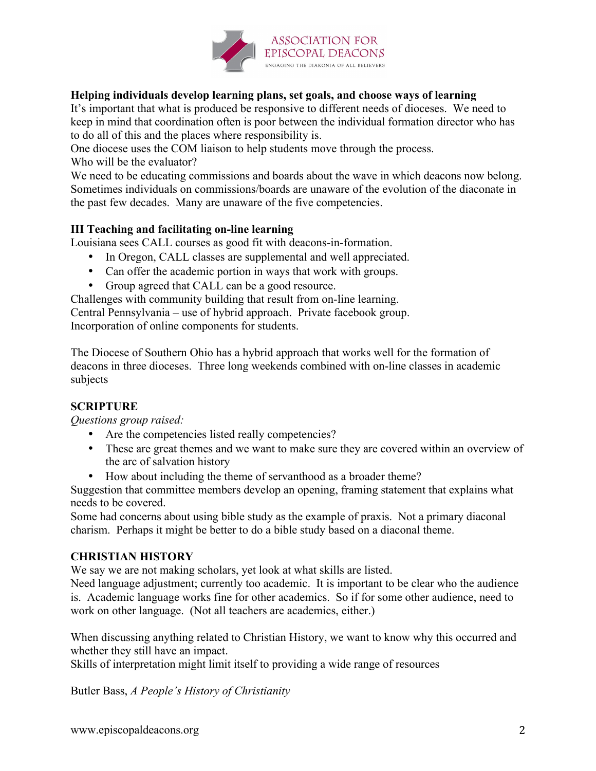**Helping individuals develop learning plans, set goals, and choose ways of learning**

It's important that what is produced be responsive to different needs of dioceses. We need to keep in mind that coordination often is poor between the individual formation director who has to do all of this and the places where responsibility is.

One diocese uses the COM liaison to help students move through the process.

Who will be the evaluator?

We need to be educating commissions and boards about the wave in which deacons now belong. Sometimes individuals on commissions/boards are unaware of the evolution of the diaconate in the past few decades. Many are unaware of the five competencies.

**III Teaching and facilitating on-line learning**

Louisiana sees CALL courses as good fit with deacons-in-formation.

- In Oregon, CALL classes are supplemental and well appreciated.
- Can offer the academic portion in ways that work with groups.
- Group agreed that CALL can be a good resource.

Challenges with community building that result from on-line learning.

Central Pennsylvania – use of hybrid approach. Private facebook group.

Incorporation of online components for students.

The Diocese of Southern Ohio has a hybrid approach that works well for the formation of deacons in three dioceses. Three long weekends combined with on-line classes in academic subjects

**SCRIPTURE**

*Questions group raised:*

- Are the competencies listed really competencies?
- These are great themes and we want to make sure they are covered within an overview of the arc of salvation history
- How about including the theme of servanthood as a broader theme?

Suggestion that committee members develop an opening, framing statement that explains what needs to be covered.

Some had concerns about using bible study as the example of praxis. Not a primary diaconal charism. Perhaps it might be better to do a bible study based on a diaconal theme.

**CHRISTIAN HISTORY**

We say we are not making scholars, yet look at what skills are listed.

Need language adjustment; currently too academic. It is important to be clear who the audience is. Academic language works fine for other academics. So if for some other audience, need to work on other language. (Not all teachers are academics, either.)

When discussing anything related to Christian History, we want to know why this occurred and whether they still have an impact.

Skills of interpretation might limit itself to providing a wide range of resources

Butler Bass, *A People's History of Christianity*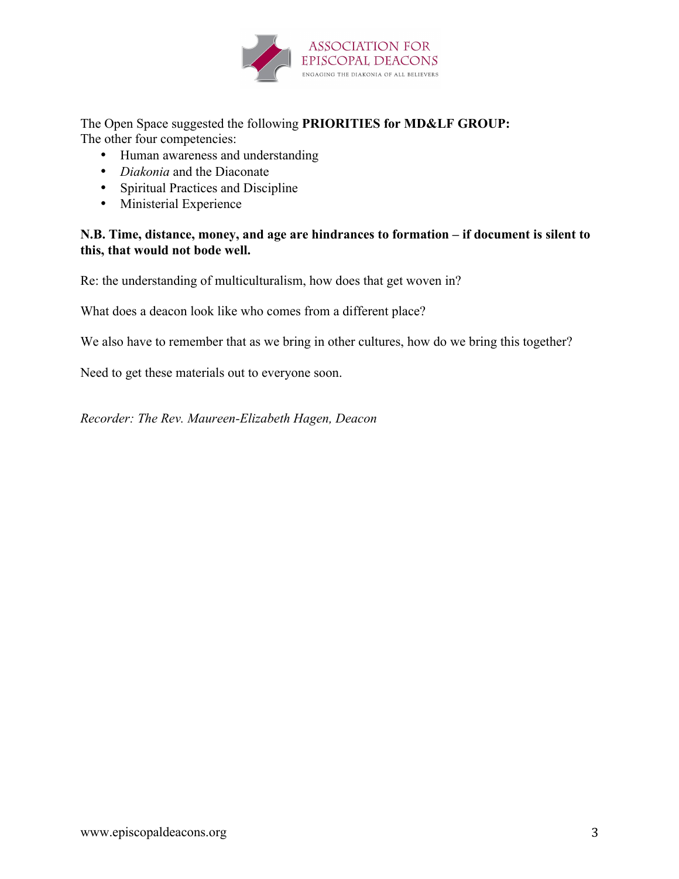The Open Space suggested the following **PRIORITIES for MD&LF GROUP:**
The other four competencies:

- Human awareness and understanding
- *Diakonia* and the Diaconate
- Spiritual Practices and Discipline
- Ministerial Experience

**N.B. Time, distance, money, and age are hindrances to formation – if document is silent to this, that would not bode well.**

Re: the understanding of multiculturalism, how does that get woven in?

What does a deacon look like who comes from a different place?

We also have to remember that as we bring in other cultures, how do we bring this together?

Need to get these materials out to everyone soon.

*Recorder: The Rev. Maureen-Elizabeth Hagen, Deacon*